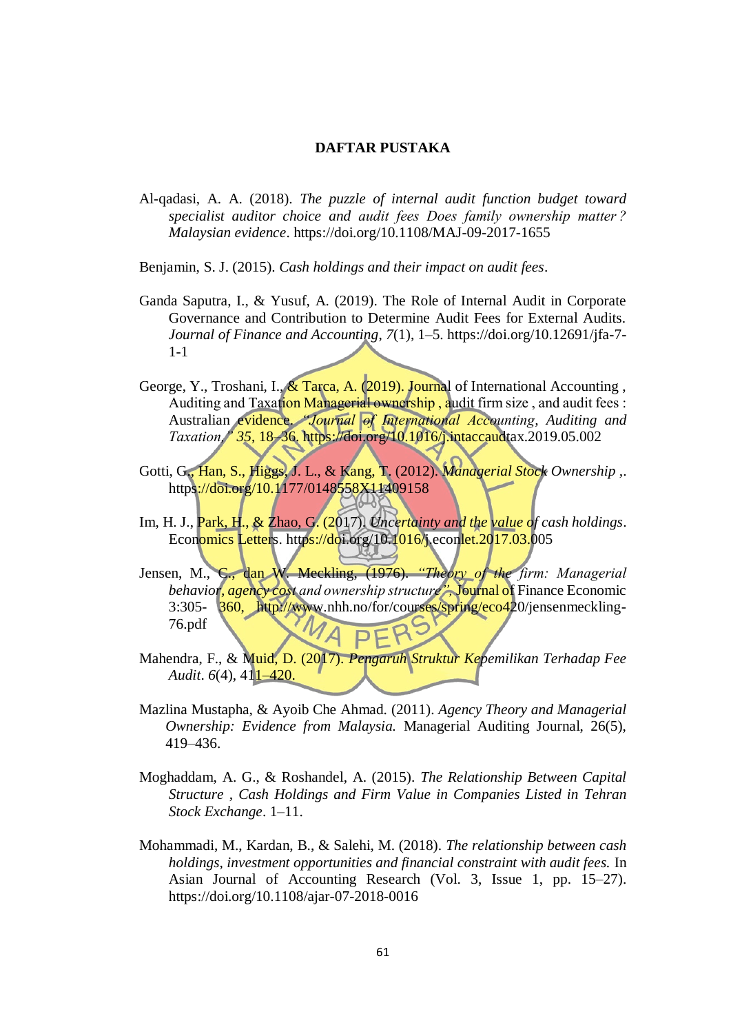# DAFTAR PUSTAKA

Al-qadasi, A. A. (2018). *The puzzle of internal audit function budget toward specialist auditor choice and audit fees Does family ownership matter ? Malaysian evidence*. https://doi.org/10.1108/MAJ-09-2017-1655

Benjamin, S. J. (2015). *Cash holdings and their impact on audit fees*.

Ganda Saputra, I., & Yusuf, A. (2019). The Role of Internal Audit in Corporate Governance and Contribution to Determine Audit Fees for External Audits. *Journal of Finance and Accounting*, *7*(1), 1–5. https://doi.org/10.12691/jfa-7-1-1

George, Y., Troshani, I., & Tarca, A. (2019). Journal of International Accounting , Auditing and Taxation Managerial ownership , audit firm size , and audit fees : Australian evidence. *"Journal of International Accounting, Auditing and Taxation," 35*, 18–36. https://doi.org/10.1016/j.intaccaudtax.2019.05.002

Gotti, G., Han, S., Higgs, J. L., & Kang, T. (2012). *Managerial Stock Ownership ,*. https://doi.org/10.1177/0148558X11409158

Im, H. J., Park, H., & Zhao, G. (2017). *Uncertainty and the value of cash holdings*. Economics Letters. https://doi.org/10.1016/j.econlet.2017.03.005

Jensen, M., C., dan W. Meckling, (1976). *"Theory of the firm: Managerial behavior, agency cost and ownership structure"*, Journal of Finance Economic 3:305- 360, http://www.nhh.no/for/courses/spring/eco420/jensenmeckling-76.pdf

Mahendra, F., & Muid, D. (2017). *Pengaruh Struktur Kepemilikan Terhadap Fee Audit*. *6*(4), 411–420.

Mazlina Mustapha, & Ayoib Che Ahmad. (2011). *Agency Theory and Managerial Ownership: Evidence from Malaysia.* Managerial Auditing Journal, 26(5), 419–436.

Moghaddam, A. G., & Roshandel, A. (2015). *The Relationship Between Capital Structure , Cash Holdings and Firm Value in Companies Listed in Tehran Stock Exchange*. 1–11.

Mohammadi, M., Kardan, B., & Salehi, M. (2018). *The relationship between cash holdings, investment opportunities and financial constraint with audit fees.* In Asian Journal of Accounting Research (Vol. 3, Issue 1, pp. 15–27). https://doi.org/10.1108/ajar-07-2018-0016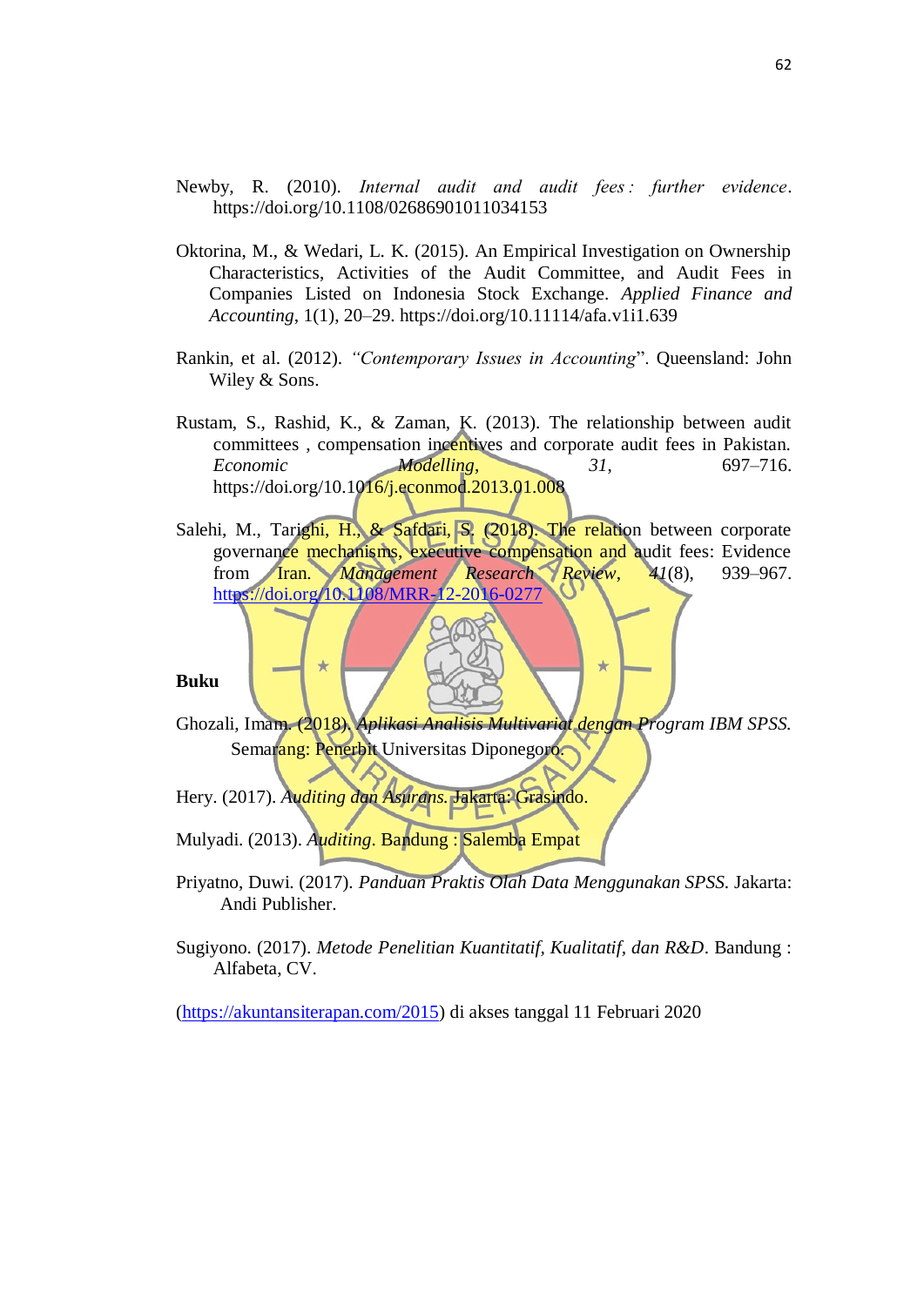Newby, R. (2010). *Internal audit and audit fees : further evidence*. https://doi.org/10.1108/02686901011034153

Oktorina, M., & Wedari, L. K. (2015). An Empirical Investigation on Ownership Characteristics, Activities of the Audit Committee, and Audit Fees in Companies Listed on Indonesia Stock Exchange. *Applied Finance and Accounting*, 1(1), 20–29. https://doi.org/10.11114/afa.v1i1.639

Rankin, et al. (2012). *"Contemporary Issues in Accounting*". Queensland: John Wiley & Sons.

Rustam, S., Rashid, K., & Zaman, K. (2013). The relationship between audit committees , compensation incentives and corporate audit fees in Pakistan. *Economic Modelling*, *31*, 697–716. https://doi.org/10.1016/j.econmod.2013.01.008

Salehi, M., Tarighi, H., & Safdari, S. (2018). The relation between corporate governance mechanisms, executive compensation and audit fees: Evidence from Iran. *Management Research Review*, *41*(8), 939–967. https://doi.org/10.1108/MRR-12-2016-0277

**Buku**

Ghozali, Imam. (2018). *Aplikasi Analisis Multivariat dengan Program IBM SPSS.* Semarang: Penerbit Universitas Diponegoro.

Hery. (2017). *Auditing dan Asurans.* Jakarta: Grasindo.

Mulyadi. (2013). *Auditing*. Bandung : Salemba Empat

Priyatno, Duwi. (2017). *Panduan Praktis Olah Data Menggunakan SPSS.* Jakarta: Andi Publisher.

Sugiyono. (2017). *Metode Penelitian Kuantitatif, Kualitatif, dan R&D*. Bandung : Alfabeta, CV.

(https://akuntansiterapan.com/2015) di akses tanggal 11 Februari 2020